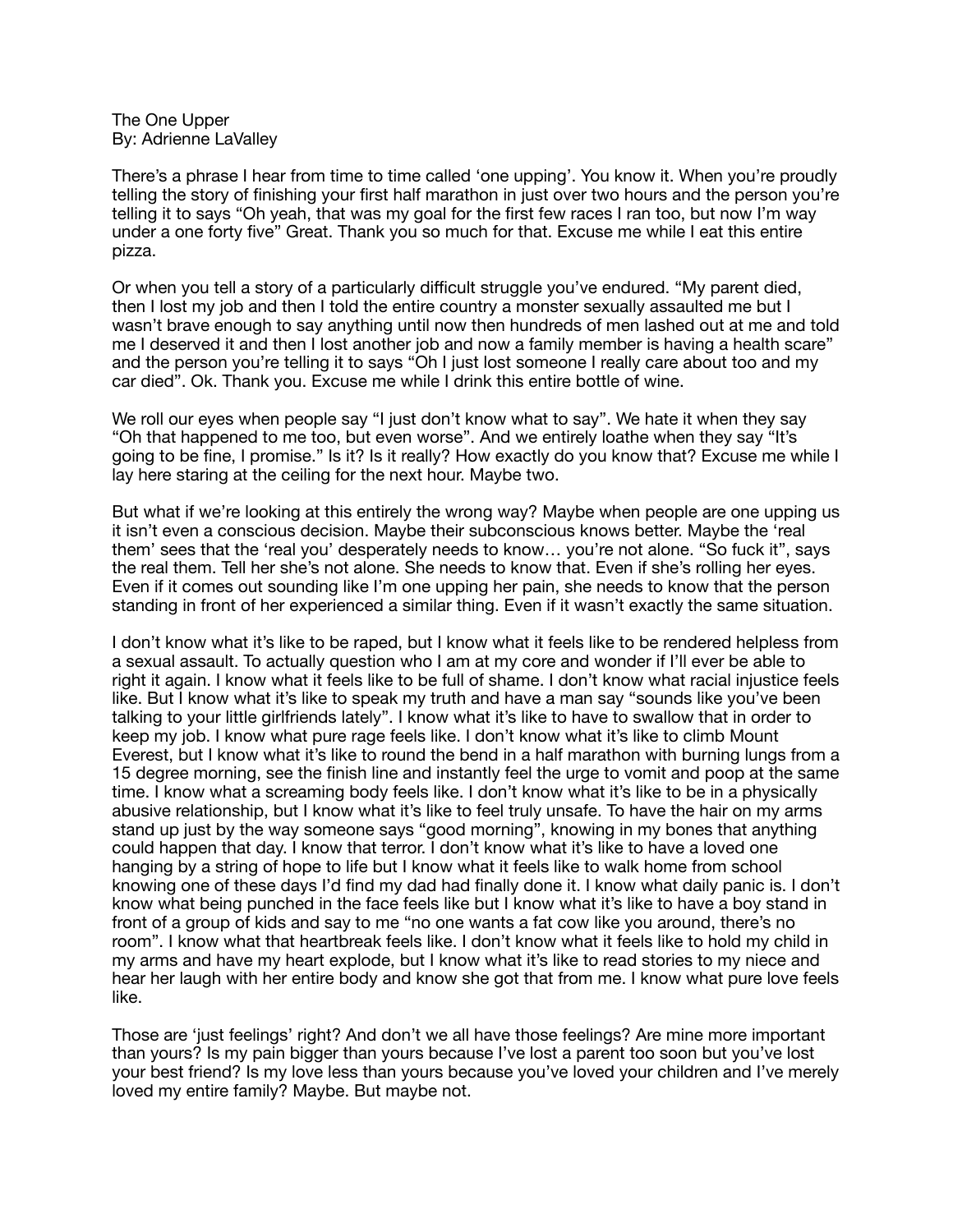The One Upper
By: Adrienne LaValley

There's a phrase I hear from time to time called 'one upping'. You know it. When you're proudly telling the story of finishing your first half marathon in just over two hours and the person you're telling it to says "Oh yeah, that was my goal for the first few races I ran too, but now I'm way under a one forty five" Great. Thank you so much for that. Excuse me while I eat this entire pizza.

Or when you tell a story of a particularly difficult struggle you've endured. "My parent died, then I lost my job and then I told the entire country a monster sexually assaulted me but I wasn't brave enough to say anything until now then hundreds of men lashed out at me and told me I deserved it and then I lost another job and now a family member is having a health scare" and the person you're telling it to says "Oh I just lost someone I really care about too and my car died". Ok. Thank you. Excuse me while I drink this entire bottle of wine.

We roll our eyes when people say "I just don't know what to say". We hate it when they say "Oh that happened to me too, but even worse". And we entirely loathe when they say "It's going to be fine, I promise." Is it? Is it really? How exactly do you know that? Excuse me while I lay here staring at the ceiling for the next hour. Maybe two.

But what if we're looking at this entirely the wrong way? Maybe when people are one upping us it isn't even a conscious decision. Maybe their subconscious knows better. Maybe the 'real them' sees that the 'real you' desperately needs to know… you're not alone. "So fuck it", says the real them. Tell her she's not alone. She needs to know that. Even if she's rolling her eyes. Even if it comes out sounding like I'm one upping her pain, she needs to know that the person standing in front of her experienced a similar thing. Even if it wasn't exactly the same situation.

I don't know what it's like to be raped, but I know what it feels like to be rendered helpless from a sexual assault. To actually question who I am at my core and wonder if I'll ever be able to right it again. I know what it feels like to be full of shame. I don't know what racial injustice feels like. But I know what it's like to speak my truth and have a man say "sounds like you've been talking to your little girlfriends lately". I know what it's like to have to swallow that in order to keep my job. I know what pure rage feels like. I don't know what it's like to climb Mount Everest, but I know what it's like to round the bend in a half marathon with burning lungs from a 15 degree morning, see the finish line and instantly feel the urge to vomit and poop at the same time. I know what a screaming body feels like. I don't know what it's like to be in a physically abusive relationship, but I know what it's like to feel truly unsafe. To have the hair on my arms stand up just by the way someone says "good morning", knowing in my bones that anything could happen that day. I know that terror. I don't know what it's like to have a loved one hanging by a string of hope to life but I know what it feels like to walk home from school knowing one of these days I'd find my dad had finally done it. I know what daily panic is. I don't know what being punched in the face feels like but I know what it's like to have a boy stand in front of a group of kids and say to me "no one wants a fat cow like you around, there's no room". I know what that heartbreak feels like. I don't know what it feels like to hold my child in my arms and have my heart explode, but I know what it's like to read stories to my niece and hear her laugh with her entire body and know she got that from me. I know what pure love feels like.

Those are 'just feelings' right? And don't we all have those feelings? Are mine more important than yours? Is my pain bigger than yours because I've lost a parent too soon but you've lost your best friend? Is my love less than yours because you've loved your children and I've merely loved my entire family? Maybe. But maybe not.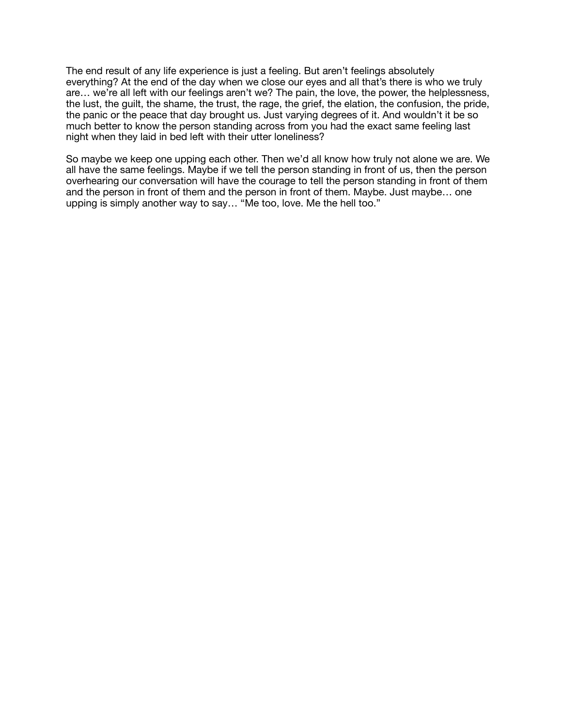The end result of any life experience is just a feeling. But aren't feelings absolutely everything? At the end of the day when we close our eyes and all that's there is who we truly are… we're all left with our feelings aren't we? The pain, the love, the power, the helplessness, the lust, the guilt, the shame, the trust, the rage, the grief, the elation, the confusion, the pride, the panic or the peace that day brought us. Just varying degrees of it. And wouldn't it be so much better to know the person standing across from you had the exact same feeling last night when they laid in bed left with their utter loneliness?

So maybe we keep one upping each other. Then we'd all know how truly not alone we are. We all have the same feelings. Maybe if we tell the person standing in front of us, then the person overhearing our conversation will have the courage to tell the person standing in front of them and the person in front of them and the person in front of them. Maybe. Just maybe… one upping is simply another way to say… "Me too, love. Me the hell too."